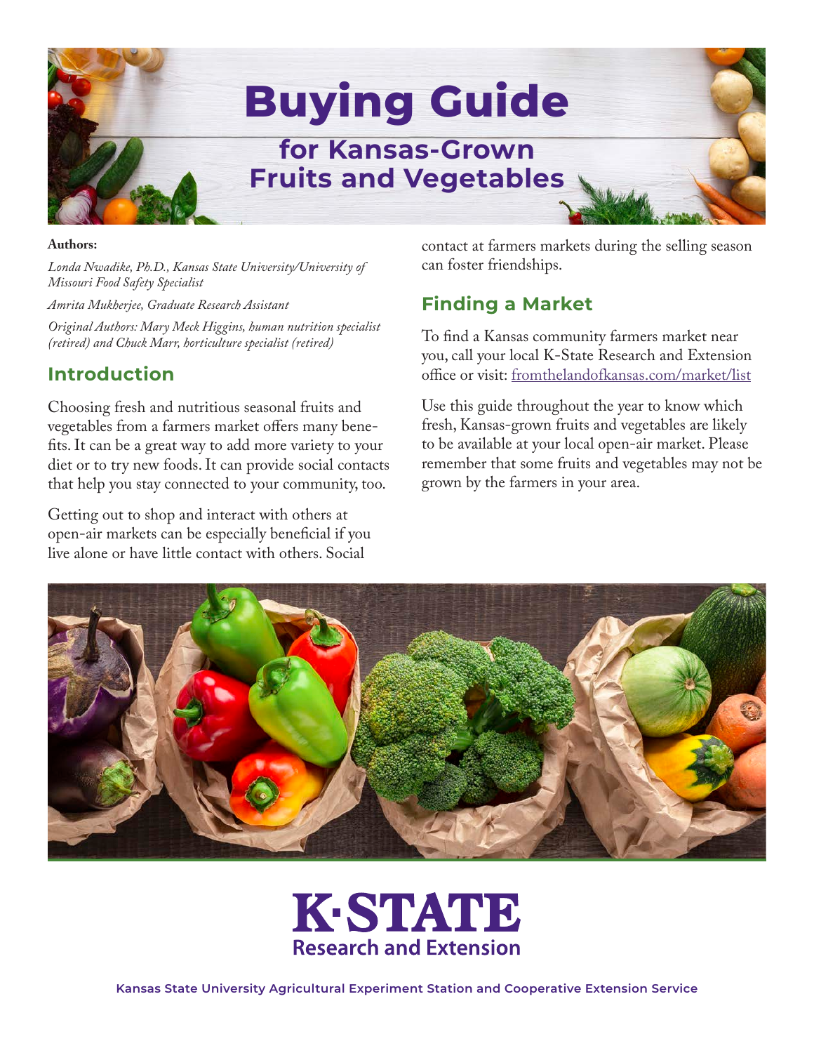# Buying Guide

## for Kansas-Grown Fruits and Vegetables

**Authors:**

*Londa Nwadike, Ph.D., Kansas State University/University of Missouri Food Safety Specialist*

*Amrita Mukherjee, Graduate Research Assistant*

*Original Authors: Mary Meck Higgins, human nutrition specialist (retired) and Chuck Marr, horticulture specialist (retired)*

## Introduction

Choosing fresh and nutritious seasonal fruits and vegetables from a farmers market offers many benefits. It can be a great way to add more variety to your diet or to try new foods. It can provide social contacts that help you stay connected to your community, too.

Getting out to shop and interact with others at open-air markets can be especially beneficial if you live alone or have little contact with others. Social contact at farmers markets during the selling season can foster friendships.

## Finding a Market

To find a Kansas community farmers market near you, call your local K-State Research and Extension office or visit: fromthelandofkansas.com/market/list

Use this guide throughout the year to know which fresh, Kansas-grown fruits and vegetables are likely to be available at your local open-air market. Please remember that some fruits and vegetables may not be grown by the farmers in your area.

**K·STATE**
**Research and Extension**

Kansas State University Agricultural Experiment Station and Cooperative Extension Service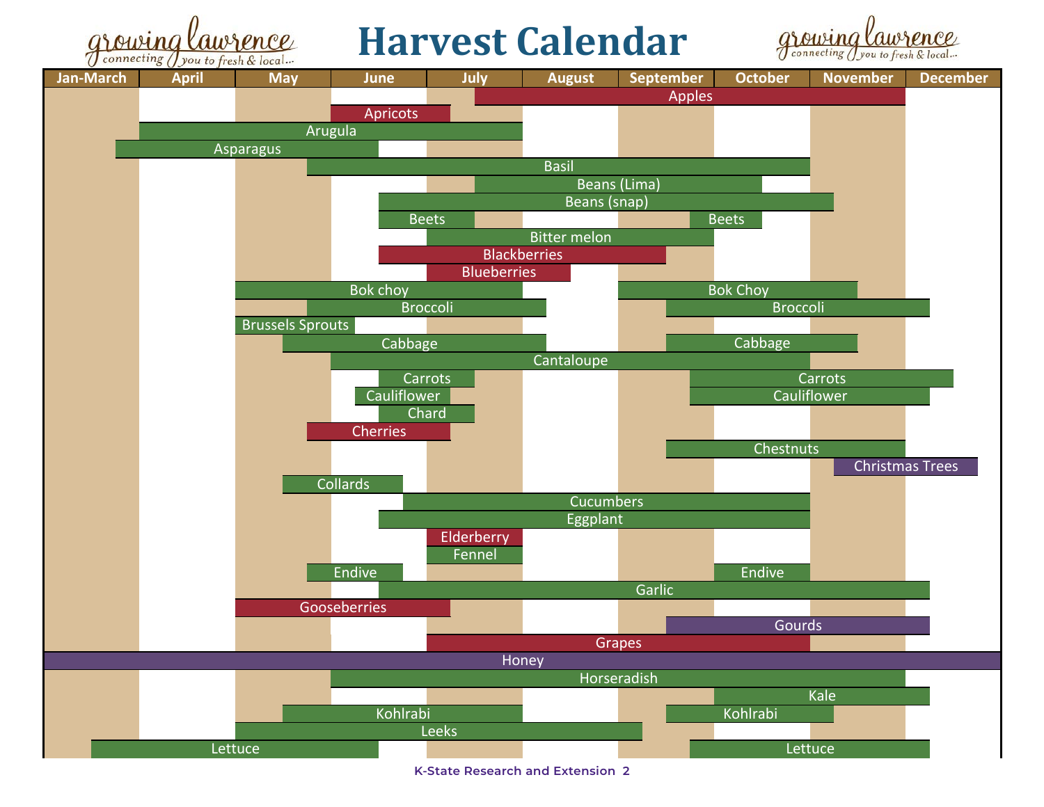# Harvest Calendar

| Crop | Approximate harvest period |
|---|---|
| Apples | Mid July – November |
| Apricots | June – early July |
| Arugula | April – July |
| Asparagus | March – mid June |
| Basil | Late May – October |
| Beans (Lima) | Mid July – mid October |
| Beans (snap) | Mid June – early November |
| Beets | Mid June – mid July; late September – mid October |
| Bitter melon | July – September |
| Blackberries | Mid June – mid September |
| Blueberries | July – mid August |
| Bok choy | May – July; September – mid November |
| Broccoli | Late May – early August; mid September – early December |
| Brussels Sprouts | May – early June |
| Cabbage | Mid May – early August; mid September – mid November |
| Cantaloupe | June – October |
| Carrots | Mid June – mid July; late September – mid December |
| Cauliflower | Early June – early July; late September – early December |
| Chard | Mid June – mid July |
| Cherries | Late May – early July |
| Chestnuts | Mid September – November |
| Christmas Trees | Early November – late December |
| Collards | Mid May – late June |
| Cucumbers | Late June – October |
| Eggplant | Mid June – October |
| Elderberry | July |
| Fennel | July |
| Endive | Late May – late June; October |
| Garlic | Mid June – early December |
| Gooseberries | May – early July |
| Gourds | Mid September – early December |
| Grapes | July – October |
| Honey | January – December |
| Horseradish | June – November |
| Kale | October – early December |
| Kohlrabi | Mid May – July; mid September – early November |
| Leeks | May – early September |
| Lettuce | February – mid June; late September – early December |

K-State Research and Extension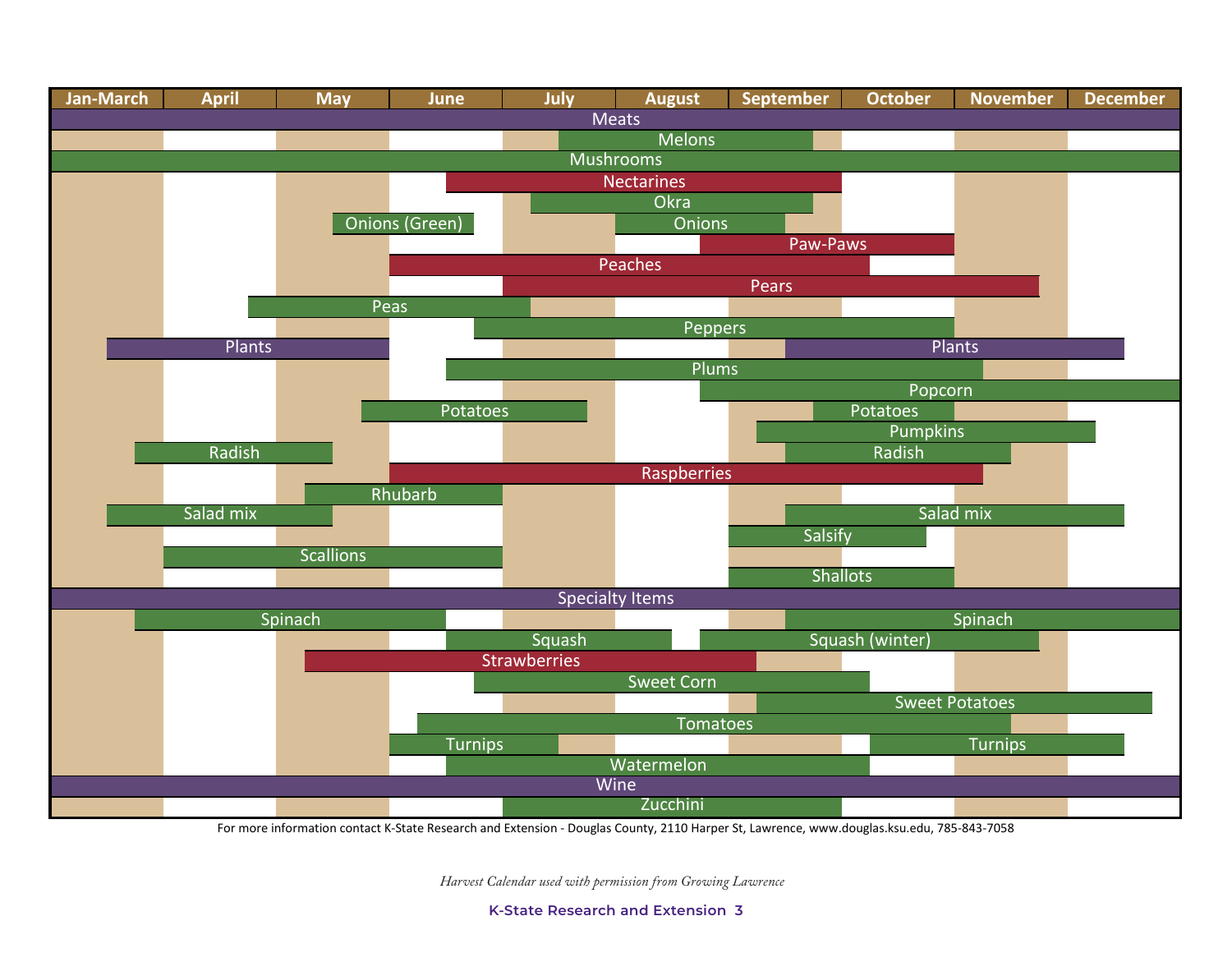| Item | Jan-March | April | May | June | July | August | September | October | November | December |
|---|---|---|---|---|---|---|---|---|---|---|
| Meats | X | X | X | X | X | X | X | X | X | X |
| Melons | | | | | X | X | X | | | |
| Mushrooms | X | X | X | X | X | X | X | X | X | X |
| Nectarines | | | | X | X | X | X | | | |
| Okra | | | | | X | X | X | | | |
| Onions (Green) | | | X | X | | | | | | |
| Onions | | | | | | X | X | | | |
| Paw-Paws | | | | | | X | X | X | | |
| Peaches | | | | X | X | X | X | X | | |
| Pears | | | | | X | X | X | X | X | |
| Peas | | X | X | X | X | | | | | |
| Peppers | | | | X | X | X | X | X | | |
| Plants | X | X | X | | | | X | X | X | X |
| Plums | | | | X | X | X | X | X | X | |
| Popcorn | | | | | | X | X | X | X | X |
| Potatoes | | | X | X | X | | X | X | | |
| Pumpkins | | | | | | | X | X | X | X |
| Radish | X | X | X | | | | X | X | X | |
| Raspberries | | | | X | X | X | X | X | X | |
| Rhubarb | | | X | X | | | | | | |
| Salad mix | X | X | X | | | | X | X | X | X |
| Salsify | | | | | | | X | X | | |
| Scallions | | X | X | X | | | | | | |
| Shallots | | | | | | | X | X | | |
| Specialty Items | X | X | X | X | X | X | X | X | X | X |
| Spinach | X | X | X | X | | | X | X | X | X |
| Squash | | | | X | X | X | | | | |
| Squash (winter) | | | | | | X | X | X | X | |
| Strawberries | | | X | X | X | X | X | | | |
| Sweet Corn | | | | X | X | X | X | X | | |
| Sweet Potatoes | | | | | | | X | X | X | X |
| Tomatoes | | | | X | X | X | X | X | X | |
| Turnips | | | | X | X | | | X | X | X |
| Watermelon | | | | X | X | X | X | X | | |
| Wine | X | X | X | X | X | X | X | X | X | X |
| Zucchini | | | | | X | X | X | | | |

For more information contact K-State Research and Extension - Douglas County, 2110 Harper St, Lawrence, www.douglas.ksu.edu, 785-843-7058

*Harvest Calendar used with permission from Growing Lawrence*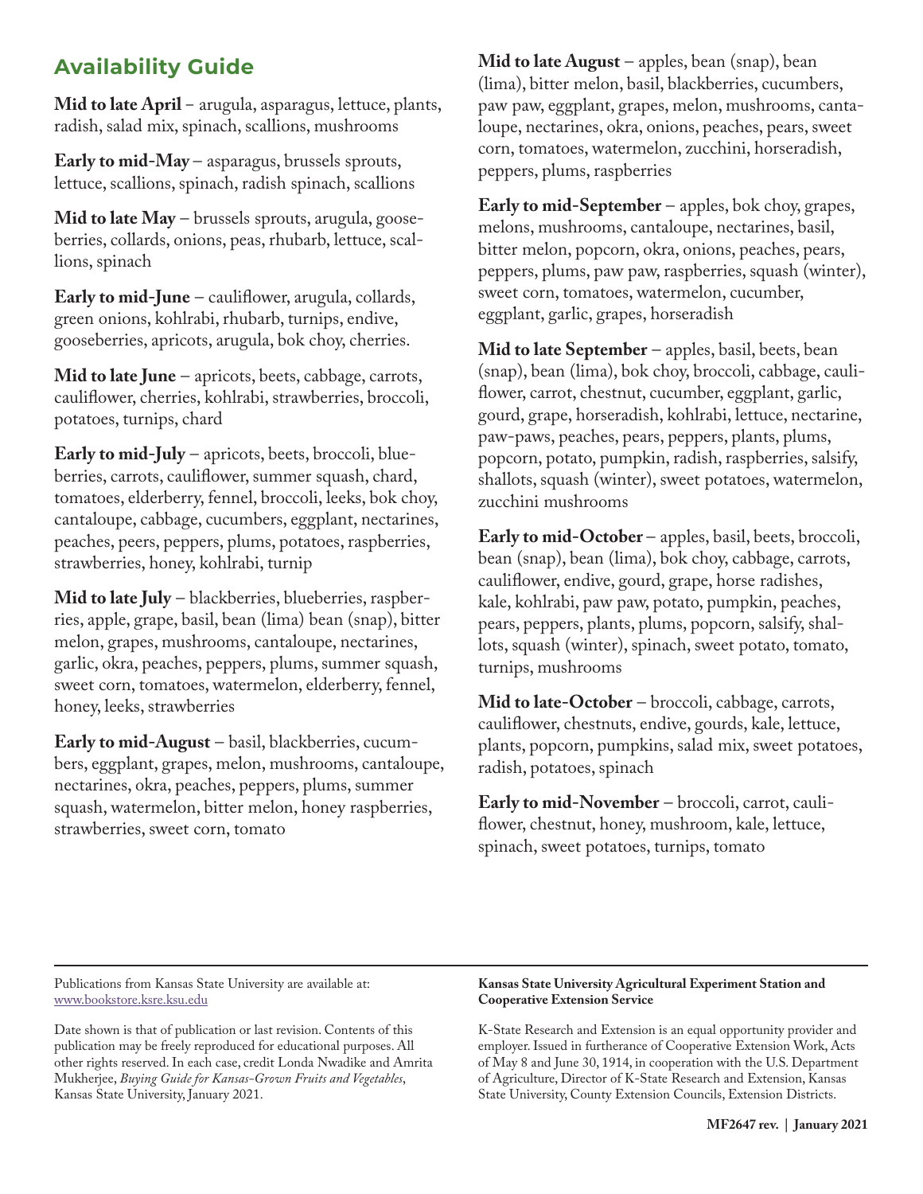## Availability Guide

**Mid to late April** – arugula, asparagus, lettuce, plants, radish, salad mix, spinach, scallions, mushrooms

**Early to mid-May** – asparagus, brussels sprouts, lettuce, scallions, spinach, radish spinach, scallions

**Mid to late May** – brussels sprouts, arugula, gooseberries, collards, onions, peas, rhubarb, lettuce, scallions, spinach

**Early to mid-June** – cauliflower, arugula, collards, green onions, kohlrabi, rhubarb, turnips, endive, gooseberries, apricots, arugula, bok choy, cherries.

**Mid to late June** – apricots, beets, cabbage, carrots, cauliflower, cherries, kohlrabi, strawberries, broccoli, potatoes, turnips, chard

**Early to mid-July** – apricots, beets, broccoli, blueberries, carrots, cauliflower, summer squash, chard, tomatoes, elderberry, fennel, broccoli, leeks, bok choy, cantaloupe, cabbage, cucumbers, eggplant, nectarines, peaches, peers, peppers, plums, potatoes, raspberries, strawberries, honey, kohlrabi, turnip

**Mid to late July** – blackberries, blueberries, raspberries, apple, grape, basil, bean (lima) bean (snap), bitter melon, grapes, mushrooms, cantaloupe, nectarines, garlic, okra, peaches, peppers, plums, summer squash, sweet corn, tomatoes, watermelon, elderberry, fennel, honey, leeks, strawberries

**Early to mid-August** – basil, blackberries, cucumbers, eggplant, grapes, melon, mushrooms, cantaloupe, nectarines, okra, peaches, peppers, plums, summer squash, watermelon, bitter melon, honey raspberries, strawberries, sweet corn, tomato

**Mid to late August** – apples, bean (snap), bean (lima), bitter melon, basil, blackberries, cucumbers, paw paw, eggplant, grapes, melon, mushrooms, cantaloupe, nectarines, okra, onions, peaches, pears, sweet corn, tomatoes, watermelon, zucchini, horseradish, peppers, plums, raspberries

**Early to mid-September** – apples, bok choy, grapes, melons, mushrooms, cantaloupe, nectarines, basil, bitter melon, popcorn, okra, onions, peaches, pears, peppers, plums, paw paw, raspberries, squash (winter), sweet corn, tomatoes, watermelon, cucumber, eggplant, garlic, grapes, horseradish

**Mid to late September** – apples, basil, beets, bean (snap), bean (lima), bok choy, broccoli, cabbage, cauliflower, carrot, chestnut, cucumber, eggplant, garlic, gourd, grape, horseradish, kohlrabi, lettuce, nectarine, paw-paws, peaches, pears, peppers, plants, plums, popcorn, potato, pumpkin, radish, raspberries, salsify, shallots, squash (winter), sweet potatoes, watermelon, zucchini mushrooms

**Early to mid-October** – apples, basil, beets, broccoli, bean (snap), bean (lima), bok choy, cabbage, carrots, cauliflower, endive, gourd, grape, horse radishes, kale, kohlrabi, paw paw, potato, pumpkin, peaches, pears, peppers, plants, plums, popcorn, salsify, shallots, squash (winter), spinach, sweet potato, tomato, turnips, mushrooms

**Mid to late-October** – broccoli, cabbage, carrots, cauliflower, chestnuts, endive, gourds, kale, lettuce, plants, popcorn, pumpkins, salad mix, sweet potatoes, radish, potatoes, spinach

**Early to mid-November** – broccoli, carrot, cauliflower, chestnut, honey, mushroom, kale, lettuce, spinach, sweet potatoes, turnips, tomato

---

Publications from Kansas State University are available at: www.bookstore.ksre.ksu.edu

Date shown is that of publication or last revision. Contents of this publication may be freely reproduced for educational purposes. All other rights reserved. In each case, credit Londa Nwadike and Amrita Mukherjee, *Buying Guide for Kansas-Grown Fruits and Vegetables*, Kansas State University, January 2021.

**Kansas State University Agricultural Experiment Station and Cooperative Extension Service**

K-State Research and Extension is an equal opportunity provider and employer. Issued in furtherance of Cooperative Extension Work, Acts of May 8 and June 30, 1914, in cooperation with the U.S. Department of Agriculture, Director of K-State Research and Extension, Kansas State University, County Extension Councils, Extension Districts.

**MF2647 rev. | January 2021**